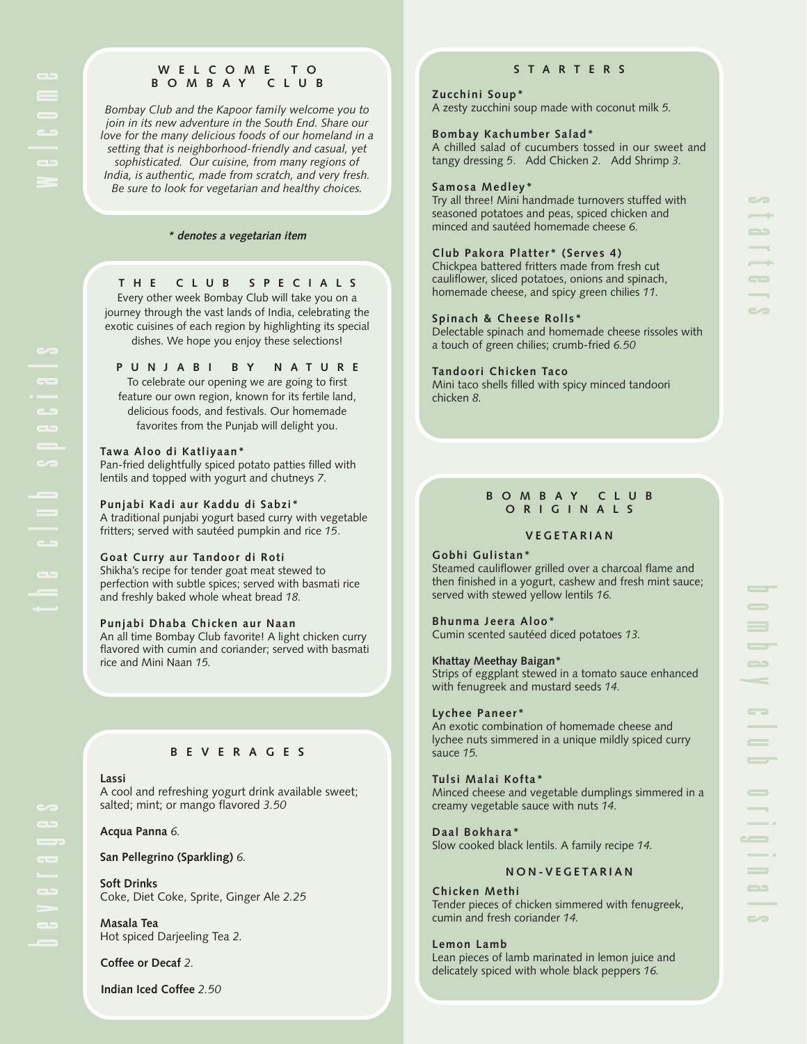## WELCOME TO BOMBAY CLUB

*Bombay Club and the Kapoor family welcome you to join in its new adventure in the South End. Share our love for the many delicious foods of our homeland in a setting that is neighborhood-friendly and casual, yet sophisticated. Our cuisine, from many regions of India, is authentic, made from scratch, and very fresh. Be sure to look for vegetarian and healthy choices.*

***\* denotes a vegetarian item***

## THE CLUB SPECIALS

Every other week Bombay Club will take you on a journey through the vast lands of India, celebrating the exotic cuisines of each region by highlighting its special dishes. We hope you enjoy these selections!

### PUNJABI BY NATURE

To celebrate our opening we are going to first feature our own region, known for its fertile land, delicious foods, and festivals. Our homemade favorites from the Punjab will delight you.

**Tawa Aloo di Katliyaan\***
Pan-fried delightfully spiced potato patties filled with lentils and topped with yogurt and chutneys *7*.

**Punjabi Kadi aur Kaddu di Sabzi\***
A traditional punjabi yogurt based curry with vegetable fritters; served with sautéed pumpkin and rice *15*.

**Goat Curry aur Tandoor di Roti**
Shikha's recipe for tender goat meat stewed to perfection with subtle spices; served with basmati rice and freshly baked whole wheat bread *18*.

**Punjabi Dhaba Chicken aur Naan**
An all time Bombay Club favorite! A light chicken curry flavored with cumin and coriander; served with basmati rice and Mini Naan *15*.

## BEVERAGES

**Lassi**
A cool and refreshing yogurt drink available sweet; salted; mint; or mango flavored *3.50*

**Acqua Panna** *6*.

**San Pellegrino (Sparkling)** *6*.

**Soft Drinks**
Coke, Diet Coke, Sprite, Ginger Ale *2.25*

**Masala Tea**
Hot spiced Darjeeling Tea *2*.

**Coffee or Decaf** *2*.

**Indian Iced Coffee** *2.50*

## STARTERS

**Zucchini Soup\***
A zesty zucchini soup made with coconut milk *5*.

**Bombay Kachumber Salad\***
A chilled salad of cucumbers tossed in our sweet and tangy dressing *5*. Add Chicken *2*. Add Shrimp *3*.

**Samosa Medley\***
Try all three! Mini handmade turnovers stuffed with seasoned potatoes and peas, spiced chicken and minced and sautéed homemade cheese *6*.

**Club Pakora Platter\* (Serves 4)**
Chickpea battered fritters made from fresh cut cauliflower, sliced potatoes, onions and spinach, homemade cheese, and spicy green chilies *11*.

**Spinach & Cheese Rolls\***
Delectable spinach and homemade cheese rissoles with a touch of green chilies; crumb-fried *6.50*

**Tandoori Chicken Taco**
Mini taco shells filled with spicy minced tandoori chicken *8*.

## BOMBAY CLUB ORIGINALS

### VEGETARIAN

**Gobhi Gulistan\***
Steamed cauliflower grilled over a charcoal flame and then finished in a yogurt, cashew and fresh mint sauce; served with stewed yellow lentils *16*.

**Bhunma Jeera Aloo\***
Cumin scented sautéed diced potatoes *13*.

**Khattay Meethay Baigan\***
Strips of eggplant stewed in a tomato sauce enhanced with fenugreek and mustard seeds *14*.

**Lychee Paneer\***
An exotic combination of homemade cheese and lychee nuts simmered in a unique mildly spiced curry sauce *15*.

**Tulsi Malai Kofta\***
Minced cheese and vegetable dumplings simmered in a creamy vegetable sauce with nuts *14*.

**Daal Bokhara\***
Slow cooked black lentils. A family recipe *14*.

### NON-VEGETARIAN

**Chicken Methi**
Tender pieces of chicken simmered with fenugreek, cumin and fresh coriander *14*.

**Lemon Lamb**
Lean pieces of lamb marinated in lemon juice and delicately spiced with whole black peppers *16*.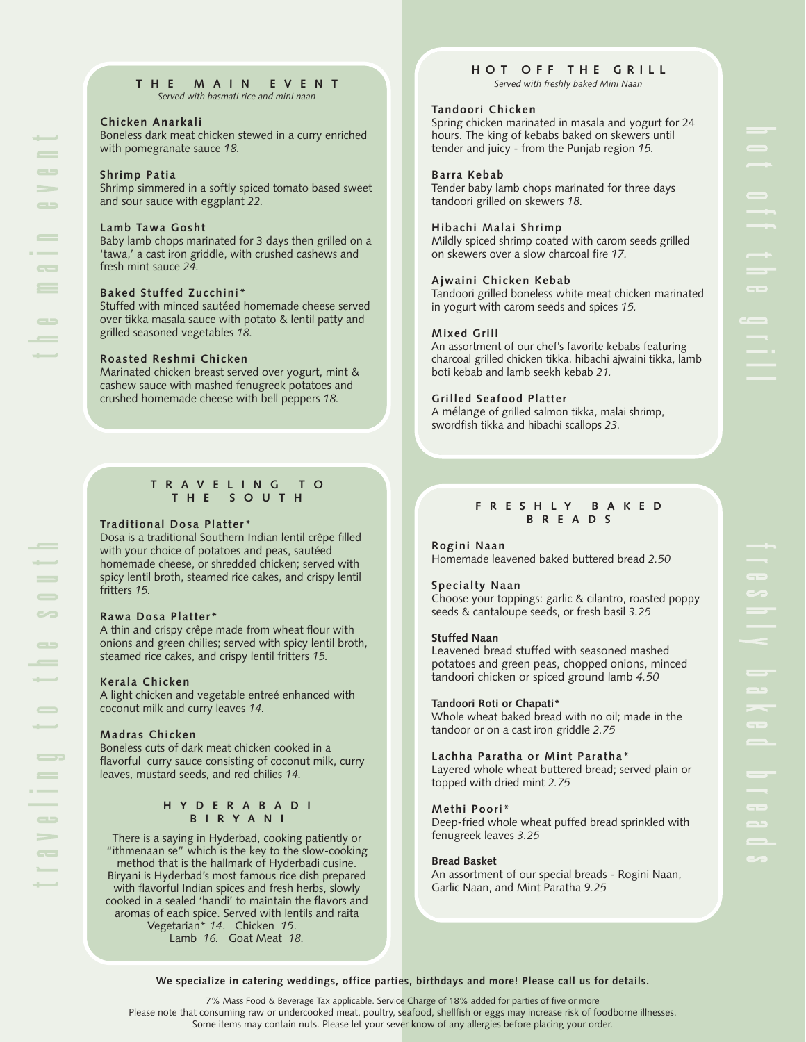## THE MAIN EVENT

*Served with basmati rice and mini naan*

**Chicken Anarkali**
Boneless dark meat chicken stewed in a curry enriched with pomegranate sauce *18.*

**Shrimp Patia**
Shrimp simmered in a softly spiced tomato based sweet and sour sauce with eggplant *22.*

**Lamb Tawa Gosht**
Baby lamb chops marinated for 3 days then grilled on a 'tawa,' a cast iron griddle, with crushed cashews and fresh mint sauce *24.*

**Baked Stuffed Zucchini***
Stuffed with minced sautéed homemade cheese served over tikka masala sauce with potato & lentil patty and grilled seasoned vegetables *18.*

**Roasted Reshmi Chicken**
Marinated chicken breast served over yogurt, mint & cashew sauce with mashed fenugreek potatoes and crushed homemade cheese with bell peppers *18.*

## TRAVELING TO THE SOUTH

**Traditional Dosa Platter***
Dosa is a traditional Southern Indian lentil crêpe filled with your choice of potatoes and peas, sautéed homemade cheese, or shredded chicken; served with spicy lentil broth, steamed rice cakes, and crispy lentil fritters *15.*

**Rawa Dosa Platter***
A thin and crispy crêpe made from wheat flour with onions and green chilies; served with spicy lentil broth, steamed rice cakes, and crispy lentil fritters *15.*

**Kerala Chicken**
A light chicken and vegetable entreé enhanced with coconut milk and curry leaves *14.*

**Madras Chicken**
Boneless cuts of dark meat chicken cooked in a flavorful curry sauce consisting of coconut milk, curry leaves, mustard seeds, and red chilies *14.*

### HYDERABADI BIRYANI

There is a saying in Hyderbad, cooking patiently or "ithmenaan se" which is the key to the slow-cooking method that is the hallmark of Hyderbadi cusine. Biryani is Hyderbad's most famous rice dish prepared with flavorful Indian spices and fresh herbs, slowly cooked in a sealed 'handi' to maintain the flavors and aromas of each spice. Served with lentils and raita
Vegetarian* *14.* Chicken *15.*
Lamb *16.* Goat Meat *18.*

## HOT OFF THE GRILL

*Served with freshly baked Mini Naan*

**Tandoori Chicken**
Spring chicken marinated in masala and yogurt for 24 hours. The king of kebabs baked on skewers until tender and juicy - from the Punjab region *15.*

**Barra Kebab**
Tender baby lamb chops marinated for three days tandoori grilled on skewers *18.*

**Hibachi Malai Shrimp**
Mildly spiced shrimp coated with carom seeds grilled on skewers over a slow charcoal fire *17.*

**Ajwaini Chicken Kebab**
Tandoori grilled boneless white meat chicken marinated in yogurt with carom seeds and spices *15.*

**Mixed Grill**
An assortment of our chef's favorite kebabs featuring charcoal grilled chicken tikka, hibachi ajwaini tikka, lamb boti kebab and lamb seekh kebab *21.*

**Grilled Seafood Platter**
A mélange of grilled salmon tikka, malai shrimp, swordfish tikka and hibachi scallops *23.*

## FRESHLY BAKED BREADS

**Rogini Naan**
Homemade leavened baked buttered bread *2.50*

**Specialty Naan**
Choose your toppings: garlic & cilantro, roasted poppy seeds & cantaloupe seeds, or fresh basil *3.25*

**Stuffed Naan**
Leavened bread stuffed with seasoned mashed potatoes and green peas, chopped onions, minced tandoori chicken or spiced ground lamb *4.50*

**Tandoori Roti or Chapati***
Whole wheat baked bread with no oil; made in the tandoor or on a cast iron griddle *2.75*

**Lachha Paratha or Mint Paratha***
Layered whole wheat buttered bread; served plain or topped with dried mint *2.75*

**Methi Poori***
Deep-fried whole wheat puffed bread sprinkled with fenugreek leaves *3.25*

**Bread Basket**
An assortment of our special breads - Rogini Naan, Garlic Naan, and Mint Paratha *9.25*

**We specialize in catering weddings, office parties, birthdays and more! Please call us for details.**

7% Mass Food & Beverage Tax applicable. Service Charge of 18% added for parties of five or more
Please note that consuming raw or undercooked meat, poultry, seafood, shellfish or eggs may increase risk of foodborne illnesses.
Some items may contain nuts. Please let your sever know of any allergies before placing your order.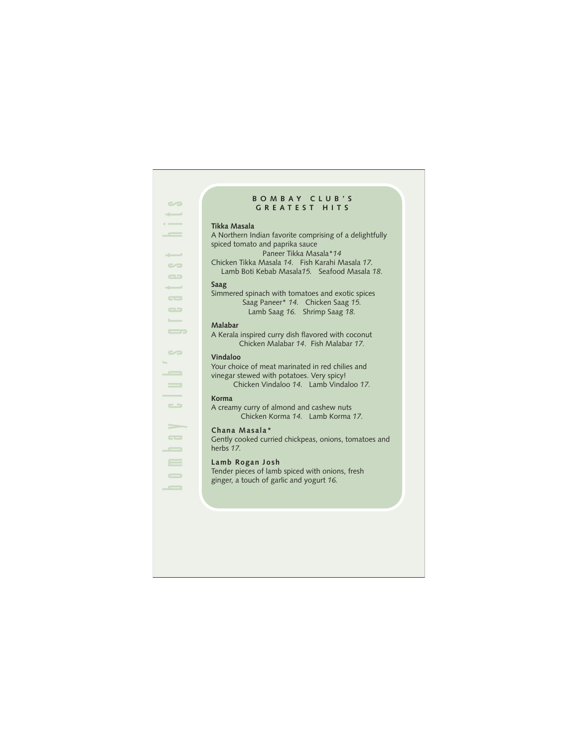bombay club's greatest hits

# BOMBAY CLUB'S GREATEST HITS

**Tikka Masala**

A Northern Indian favorite comprising of a delightfully spiced tomato and paprika sauce

Paneer Tikka Masala* *14*

Chicken Tikka Masala *14.* Fish Karahi Masala *17.*

Lamb Boti Kebab Masala*15.* Seafood Masala *18*.

**Saag**

Simmered spinach with tomatoes and exotic spices

Saag Paneer* *14.* Chicken Saag *15.*

Lamb Saag *16.* Shrimp Saag *18.*

**Malabar**

A Kerala inspired curry dish flavored with coconut

Chicken Malabar *14*. Fish Malabar *17.*

**Vindaloo**

Your choice of meat marinated in red chilies and vinegar stewed with potatoes. Very spicy!

Chicken Vindaloo *14.* Lamb Vindaloo *17.*

**Korma**

A creamy curry of almond and cashew nuts

Chicken Korma *14.* Lamb Korma *17.*

**Chana Masala***

Gently cooked curried chickpeas, onions, tomatoes and herbs *17.*

**Lamb Rogan Josh**

Tender pieces of lamb spiced with onions, fresh ginger, a touch of garlic and yogurt *16.*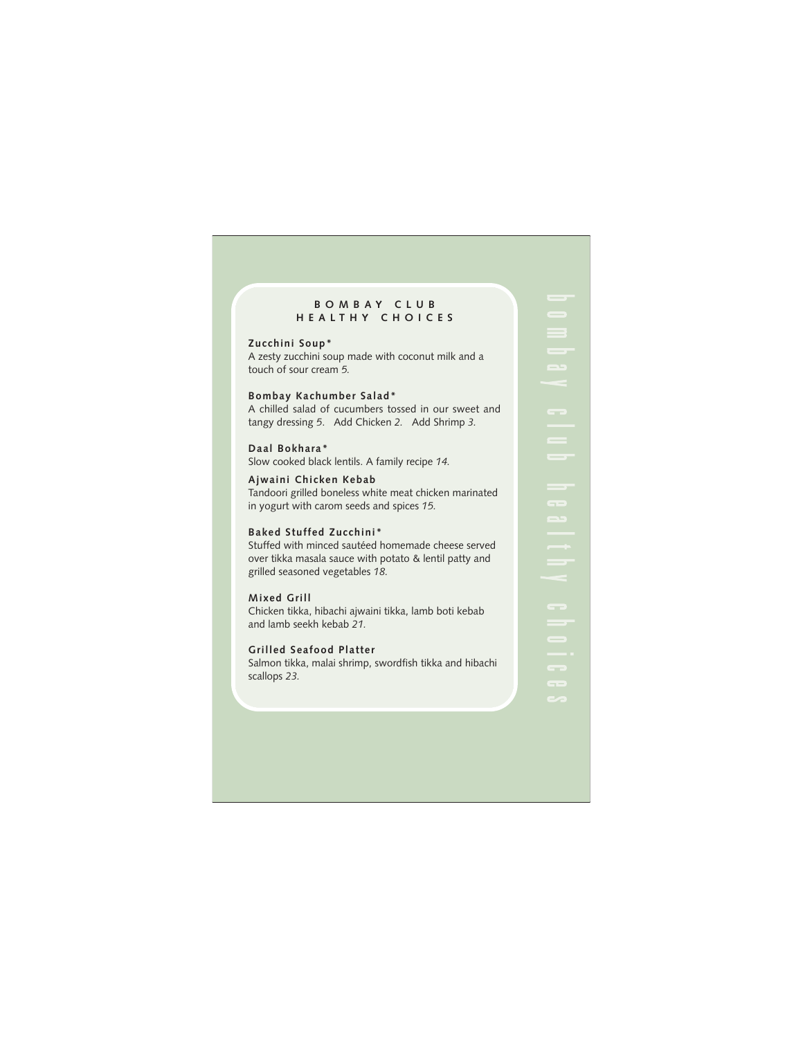# BOMBAY CLUB HEALTHY CHOICES

**Zucchini Soup***
A zesty zucchini soup made with coconut milk and a touch of sour cream *5.*

**Bombay Kachumber Salad***
A chilled salad of cucumbers tossed in our sweet and tangy dressing *5.* Add Chicken *2.* Add Shrimp *3.*

**Daal Bokhara***
Slow cooked black lentils. A family recipe *14.*

**Ajwaini Chicken Kebab**
Tandoori grilled boneless white meat chicken marinated in yogurt with carom seeds and spices *15.*

**Baked Stuffed Zucchini***
Stuffed with minced sautéed homemade cheese served over tikka masala sauce with potato & lentil patty and grilled seasoned vegetables *18.*

**Mixed Grill**
Chicken tikka, hibachi ajwaini tikka, lamb boti kebab and lamb seekh kebab *21.*

**Grilled Seafood Platter**
Salmon tikka, malai shrimp, swordfish tikka and hibachi scallops *23.*

bombay club healthy choices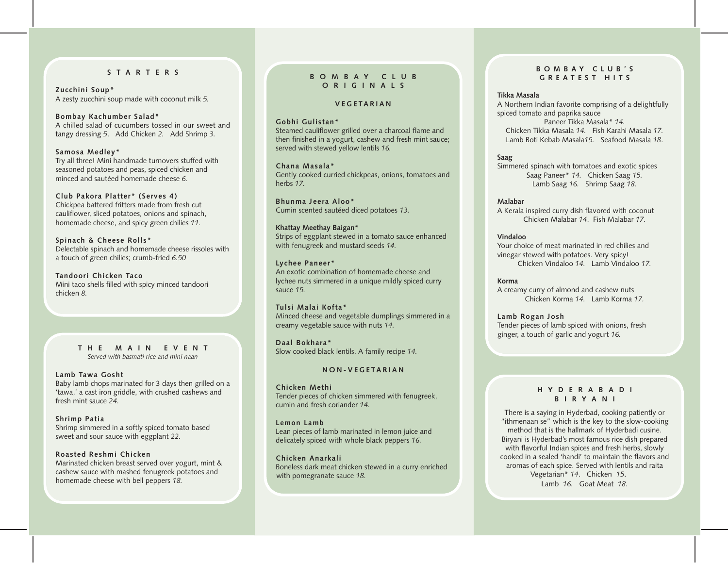## STARTERS

**Zucchini Soup***
A zesty zucchini soup made with coconut milk *5.*

**Bombay Kachumber Salad***
A chilled salad of cucumbers tossed in our sweet and tangy dressing *5*. Add Chicken *2.* Add Shrimp *3*.

**Samosa Medley***
Try all three! Mini handmade turnovers stuffed with seasoned potatoes and peas, spiced chicken and minced and sautéed homemade cheese *6.*

**Club Pakora Platter* (Serves 4)**
Chickpea battered fritters made from fresh cut cauliflower, sliced potatoes, onions and spinach, homemade cheese, and spicy green chilies *11.*

**Spinach & Cheese Rolls***
Delectable spinach and homemade cheese rissoles with a touch of green chilies; crumb-fried *6.50*

**Tandoori Chicken Taco**
Mini taco shells filled with spicy minced tandoori chicken *8.*

## THE MAIN EVENT

*Served with basmati rice and mini naan*

**Lamb Tawa Gosht**
Baby lamb chops marinated for 3 days then grilled on a 'tawa,' a cast iron griddle, with crushed cashews and fresh mint sauce *24.*

**Shrimp Patia**
Shrimp simmered in a softly spiced tomato based sweet and sour sauce with eggplant *22*.

**Roasted Reshmi Chicken**
Marinated chicken breast served over yogurt, mint & cashew sauce with mashed fenugreek potatoes and homemade cheese with bell peppers *18.*

## BOMBAY CLUB ORIGINALS

### VEGETARIAN

**Gobhi Gulistan***
Steamed cauliflower grilled over a charcoal flame and then finished in a yogurt, cashew and fresh mint sauce; served with stewed yellow lentils *16.*

**Chana Masala***
Gently cooked curried chickpeas, onions, tomatoes and herbs *17*.

**Bhunma Jeera Aloo***
Cumin scented sautéed diced potatoes *13*.

**Khattay Meethay Baigan***
Strips of eggplant stewed in a tomato sauce enhanced with fenugreek and mustard seeds *14.*

**Lychee Paneer***
An exotic combination of homemade cheese and lychee nuts simmered in a unique mildly spiced curry sauce *15.*

**Tulsi Malai Kofta***
Minced cheese and vegetable dumplings simmered in a creamy vegetable sauce with nuts *14*.

**Daal Bokhara***
Slow cooked black lentils. A family recipe *14.*

### NON-VEGETARIAN

**Chicken Methi**
Tender pieces of chicken simmered with fenugreek, cumin and fresh coriander *14.*

**Lemon Lamb**
Lean pieces of lamb marinated in lemon juice and delicately spiced with whole black peppers *16.*

**Chicken Anarkali**
Boneless dark meat chicken stewed in a curry enriched with pomegranate sauce *18.*

## BOMBAY CLUB'S GREATEST HITS

**Tikka Masala**
A Northern Indian favorite comprising of a delightfully spiced tomato and paprika sauce
Paneer Tikka Masala* *14.*
Chicken Tikka Masala *14*. Fish Karahi Masala *17*.
Lamb Boti Kebab Masala*15.* Seafood Masala *18*.

**Saag**
Simmered spinach with tomatoes and exotic spices
Saag Paneer* *14.* Chicken Saag *15.*
Lamb Saag *16.* Shrimp Saag *18.*

**Malabar**
A Kerala inspired curry dish flavored with coconut
Chicken Malabar *14*. Fish Malabar *17.*

**Vindaloo**
Your choice of meat marinated in red chilies and vinegar stewed with potatoes. Very spicy!
Chicken Vindaloo *14.* Lamb Vindaloo *17.*

**Korma**
A creamy curry of almond and cashew nuts
Chicken Korma *14.* Lamb Korma *17.*

**Lamb Rogan Josh**
Tender pieces of lamb spiced with onions, fresh ginger, a touch of garlic and yogurt *16.*

## HYDERABADI BIRYANI

There is a saying in Hyderbad, cooking patiently or "ithmenaan se" which is the key to the slow-cooking method that is the hallmark of Hyderbadi cusine. Biryani is Hyderabad's most famous rice dish prepared with flavorful Indian spices and fresh herbs, slowly cooked in a sealed 'handi' to maintain the flavors and aromas of each spice. Served with lentils and raita
Vegetarian* *14*. Chicken *15*.
Lamb *16.* Goat Meat *18.*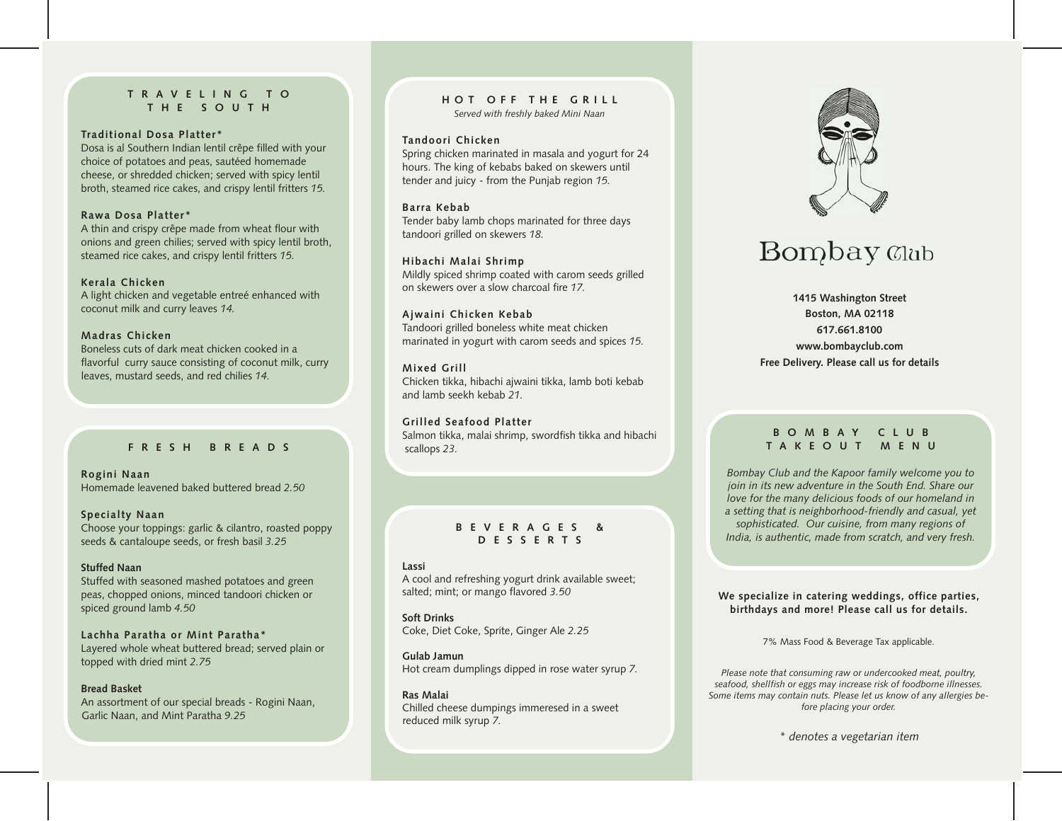## TRAVELING TO THE SOUTH

**Traditional Dosa Platter***
Dosa is al Southern Indian lentil crêpe filled with your choice of potatoes and peas, sautéed homemade cheese, or shredded chicken; served with spicy lentil broth, steamed rice cakes, and crispy lentil fritters *15.*

**Rawa Dosa Platter***
A thin and crispy crêpe made from wheat flour with onions and green chilies; served with spicy lentil broth, steamed rice cakes, and crispy lentil fritters *15.*

**Kerala Chicken**
A light chicken and vegetable entreé enhanced with coconut milk and curry leaves *14.*

**Madras Chicken**
Boneless cuts of dark meat chicken cooked in a flavorful curry sauce consisting of coconut milk, curry leaves, mustard seeds, and red chilies *14.*

## FRESH BREADS

**Rogini Naan**
Homemade leavened baked buttered bread *2.50*

**Specialty Naan**
Choose your toppings: garlic & cilantro, roasted poppy seeds & cantaloupe seeds, or fresh basil *3.25*

**Stuffed Naan**
Stuffed with seasoned mashed potatoes and green peas, chopped onions, minced tandoori chicken or spiced ground lamb *4.50*

**Lachha Paratha or Mint Paratha***
Layered whole wheat buttered bread; served plain or topped with dried mint *2.75*

**Bread Basket**
An assortment of our special breads - Rogini Naan, Garlic Naan, and Mint Paratha *9.25*

## HOT OFF THE GRILL

*Served with freshly baked Mini Naan*

**Tandoori Chicken**
Spring chicken marinated in masala and yogurt for 24 hours. The king of kebabs baked on skewers until tender and juicy - from the Punjab region *15.*

**Barra Kebab**
Tender baby lamb chops marinated for three days tandoori grilled on skewers *18.*

**Hibachi Malai Shrimp**
Mildly spiced shrimp coated with carom seeds grilled on skewers over a slow charcoal fire *17.*

**Ajwaini Chicken Kebab**
Tandoori grilled boneless white meat chicken marinated in yogurt with carom seeds and spices *15.*

**Mixed Grill**
Chicken tikka, hibachi ajwaini tikka, lamb boti kebab and lamb seekh kebab *21.*

**Grilled Seafood Platter**
Salmon tikka, malai shrimp, swordfish tikka and hibachi scallops *23.*

## BEVERAGES & DESSERTS

**Lassi**
A cool and refreshing yogurt drink available sweet; salted; mint; or mango flavored *3.50*

**Soft Drinks**
Coke, Diet Coke, Sprite, Ginger Ale *2.25*

**Gulab Jamun**
Hot cream dumplings dipped in rose water syrup *7.*

**Ras Malai**
Chilled cheese dumpings immeresed in a sweet reduced milk syrup *7.*

# Bombay Club

**1415 Washington Street**
**Boston, MA 02118**
**617.661.8100**
**www.bombayclub.com**
**Free Delivery. Please call us for details**

## BOMBAY CLUB TAKEOUT MENU

*Bombay Club and the Kapoor family welcome you to join in its new adventure in the South End. Share our love for the many delicious foods of our homeland in a setting that is neighborhood-friendly and casual, yet sophisticated. Our cuisine, from many regions of India, is authentic, made from scratch, and very fresh.*

**We specialize in catering weddings, office parties, birthdays and more! Please call us for details.**

7% Mass Food & Beverage Tax applicable.

*Please note that consuming raw or undercooked meat, poultry, seafood, shellfish or eggs may increase risk of foodborne illnesses. Some items may contain nuts. Please let us know of any allergies before placing your order.*

*\* denotes a vegetarian item*